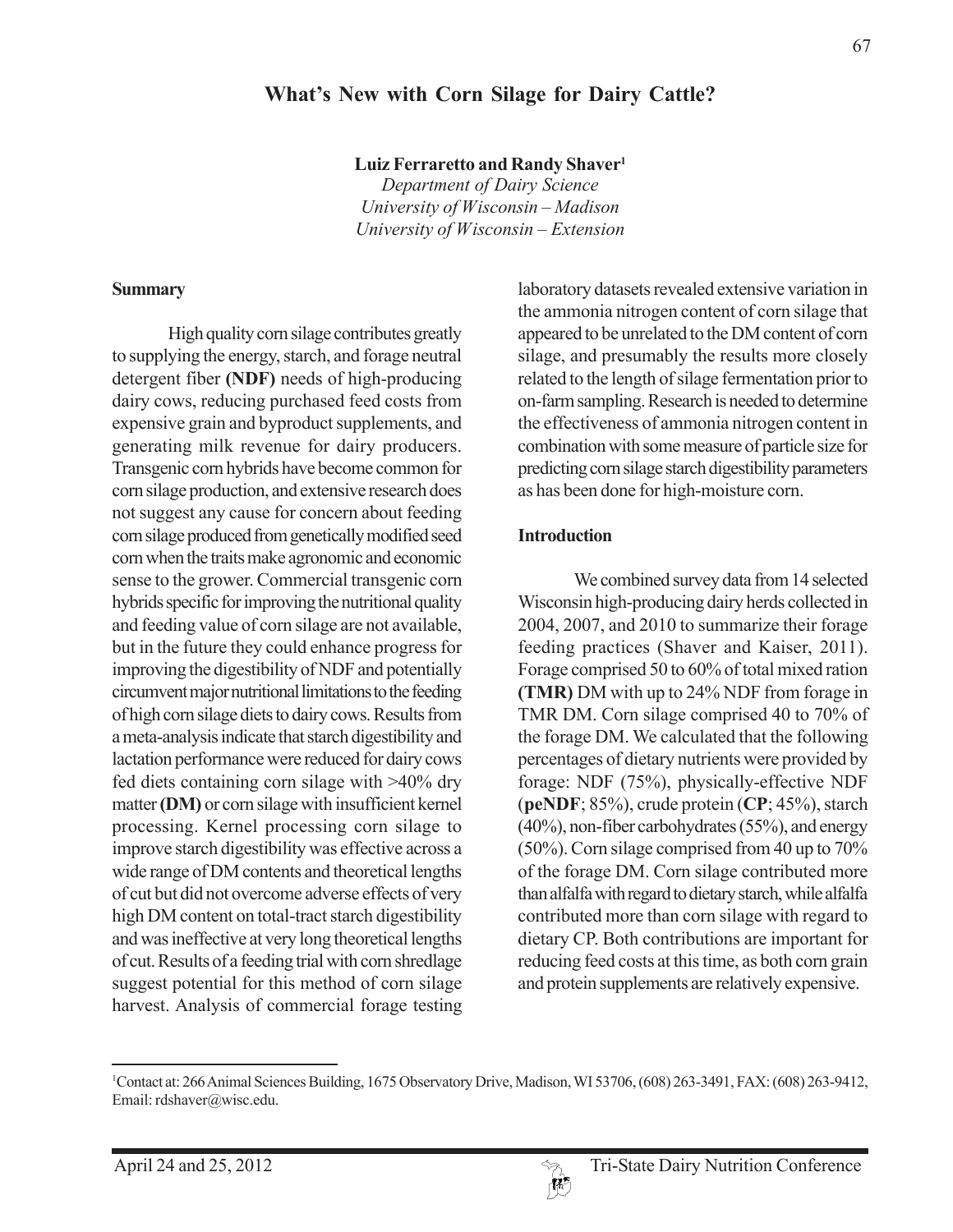# What's New with Corn Silage for Dairy Cattle?

**Luiz Ferraretto and Randy Shaver**[1]

*Department of Dairy Science*
*University of Wisconsin – Madison*
*University of Wisconsin – Extension*

## Summary

High quality corn silage contributes greatly to supplying the energy, starch, and forage neutral detergent fiber **(NDF)** needs of high-producing dairy cows, reducing purchased feed costs from expensive grain and byproduct supplements, and generating milk revenue for dairy producers. Transgenic corn hybrids have become common for corn silage production, and extensive research does not suggest any cause for concern about feeding corn silage produced from genetically modified seed corn when the traits make agronomic and economic sense to the grower. Commercial transgenic corn hybrids specific for improving the nutritional quality and feeding value of corn silage are not available, but in the future they could enhance progress for improving the digestibility of NDF and potentially circumvent major nutritional limitations to the feeding of high corn silage diets to dairy cows. Results from a meta-analysis indicate that starch digestibility and lactation performance were reduced for dairy cows fed diets containing corn silage with >40% dry matter **(DM)** or corn silage with insufficient kernel processing. Kernel processing corn silage to improve starch digestibility was effective across a wide range of DM contents and theoretical lengths of cut but did not overcome adverse effects of very high DM content on total-tract starch digestibility and was ineffective at very long theoretical lengths of cut. Results of a feeding trial with corn shredlage suggest potential for this method of corn silage harvest. Analysis of commercial forage testing laboratory datasets revealed extensive variation in the ammonia nitrogen content of corn silage that appeared to be unrelated to the DM content of corn silage, and presumably the results more closely related to the length of silage fermentation prior to on-farm sampling. Research is needed to determine the effectiveness of ammonia nitrogen content in combination with some measure of particle size for predicting corn silage starch digestibility parameters as has been done for high-moisture corn.

## Introduction

We combined survey data from 14 selected Wisconsin high-producing dairy herds collected in 2004, 2007, and 2010 to summarize their forage feeding practices (Shaver and Kaiser, 2011). Forage comprised 50 to 60% of total mixed ration **(TMR)** DM with up to 24% NDF from forage in TMR DM. Corn silage comprised 40 to 70% of the forage DM. We calculated that the following percentages of dietary nutrients were provided by forage: NDF (75%), physically-effective NDF (**peNDF**; 85%), crude protein (**CP**; 45%), starch (40%), non-fiber carbohydrates (55%), and energy (50%). Corn silage comprised from 40 up to 70% of the forage DM. Corn silage contributed more than alfalfa with regard to dietary starch, while alfalfa contributed more than corn silage with regard to dietary CP. Both contributions are important for reducing feed costs at this time, as both corn grain and protein supplements are relatively expensive.

---

[1]Contact at: 266 Animal Sciences Building, 1675 Observatory Drive, Madison, WI 53706, (608) 263-3491, FAX: (608) 263-9412, Email: rdshaver@wisc.edu.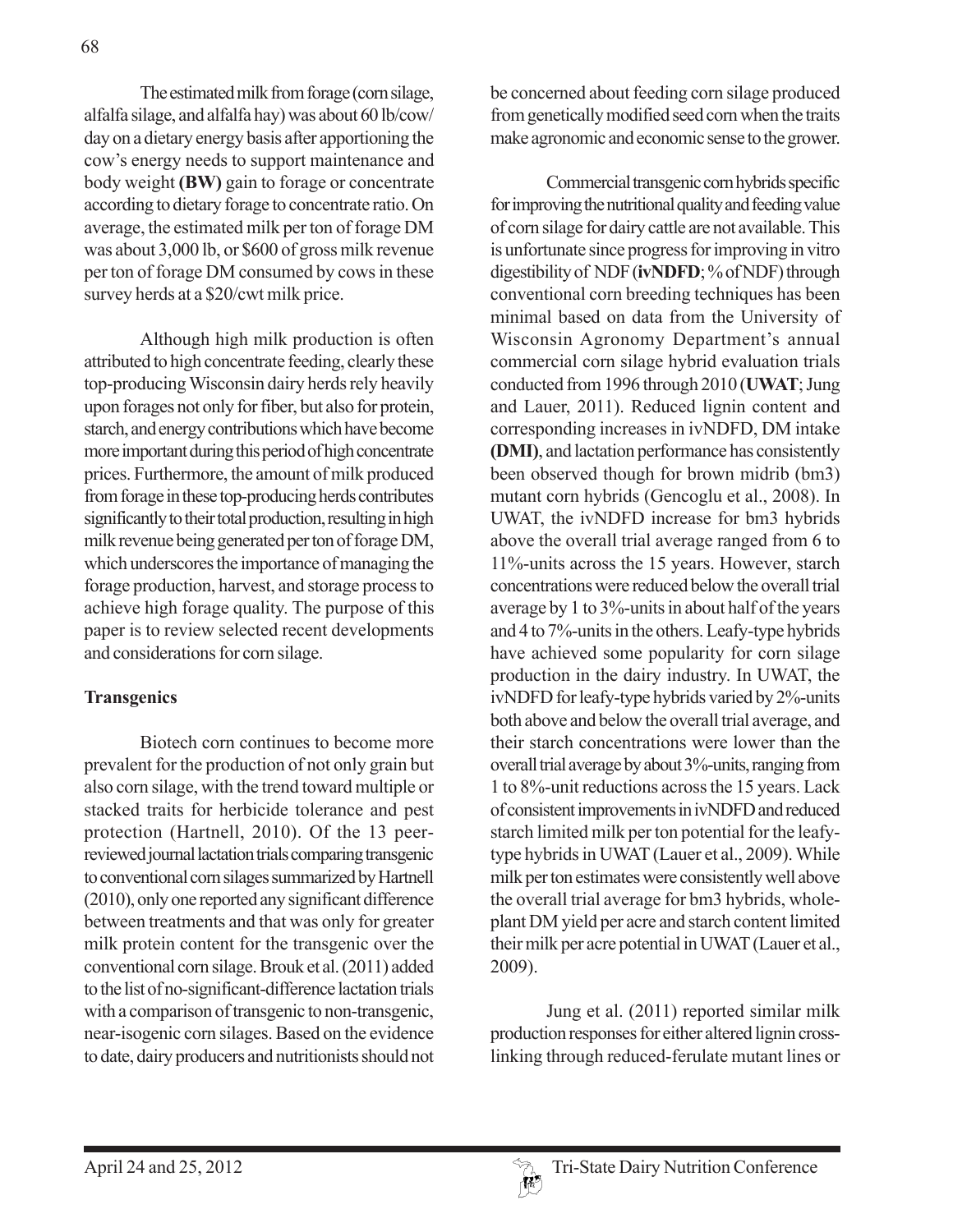The estimated milk from forage (corn silage, alfalfa silage, and alfalfa hay) was about 60 lb/cow/day on a dietary energy basis after apportioning the cow's energy needs to support maintenance and body weight **(BW)** gain to forage or concentrate according to dietary forage to concentrate ratio. On average, the estimated milk per ton of forage DM was about 3,000 lb, or $600 of gross milk revenue per ton of forage DM consumed by cows in these survey herds at a $20/cwt milk price.

Although high milk production is often attributed to high concentrate feeding, clearly these top-producing Wisconsin dairy herds rely heavily upon forages not only for fiber, but also for protein, starch, and energy contributions which have become more important during this period of high concentrate prices. Furthermore, the amount of milk produced from forage in these top-producing herds contributes significantly to their total production, resulting in high milk revenue being generated per ton of forage DM, which underscores the importance of managing the forage production, harvest, and storage process to achieve high forage quality. The purpose of this paper is to review selected recent developments and considerations for corn silage.

## Transgenics

Biotech corn continues to become more prevalent for the production of not only grain but also corn silage, with the trend toward multiple or stacked traits for herbicide tolerance and pest protection (Hartnell, 2010). Of the 13 peer-reviewed journal lactation trials comparing transgenic to conventional corn silages summarized by Hartnell (2010), only one reported any significant difference between treatments and that was only for greater milk protein content for the transgenic over the conventional corn silage. Brouk et al. (2011) added to the list of no-significant-difference lactation trials with a comparison of transgenic to non-transgenic, near-isogenic corn silages. Based on the evidence to date, dairy producers and nutritionists should not be concerned about feeding corn silage produced from genetically modified seed corn when the traits make agronomic and economic sense to the grower.

Commercial transgenic corn hybrids specific for improving the nutritional quality and feeding value of corn silage for dairy cattle are not available. This is unfortunate since progress for improving in vitro digestibility of NDF (**ivNDFD**; % of NDF) through conventional corn breeding techniques has been minimal based on data from the University of Wisconsin Agronomy Department's annual commercial corn silage hybrid evaluation trials conducted from 1996 through 2010 (**UWAT**; Jung and Lauer, 2011). Reduced lignin content and corresponding increases in ivNDFD, DM intake **(DMI)**, and lactation performance has consistently been observed though for brown midrib (bm3) mutant corn hybrids (Gencoglu et al., 2008). In UWAT, the ivNDFD increase for bm3 hybrids above the overall trial average ranged from 6 to 11%-units across the 15 years. However, starch concentrations were reduced below the overall trial average by 1 to 3%-units in about half of the years and 4 to 7%-units in the others. Leafy-type hybrids have achieved some popularity for corn silage production in the dairy industry. In UWAT, the ivNDFD for leafy-type hybrids varied by 2%-units both above and below the overall trial average, and their starch concentrations were lower than the overall trial average by about 3%-units, ranging from 1 to 8%-unit reductions across the 15 years. Lack of consistent improvements in ivNDFD and reduced starch limited milk per ton potential for the leafy-type hybrids in UWAT (Lauer et al., 2009). While milk per ton estimates were consistently well above the overall trial average for bm3 hybrids, whole-plant DM yield per acre and starch content limited their milk per acre potential in UWAT (Lauer et al., 2009).

Jung et al. (2011) reported similar milk production responses for either altered lignin cross-linking through reduced-ferulate mutant lines or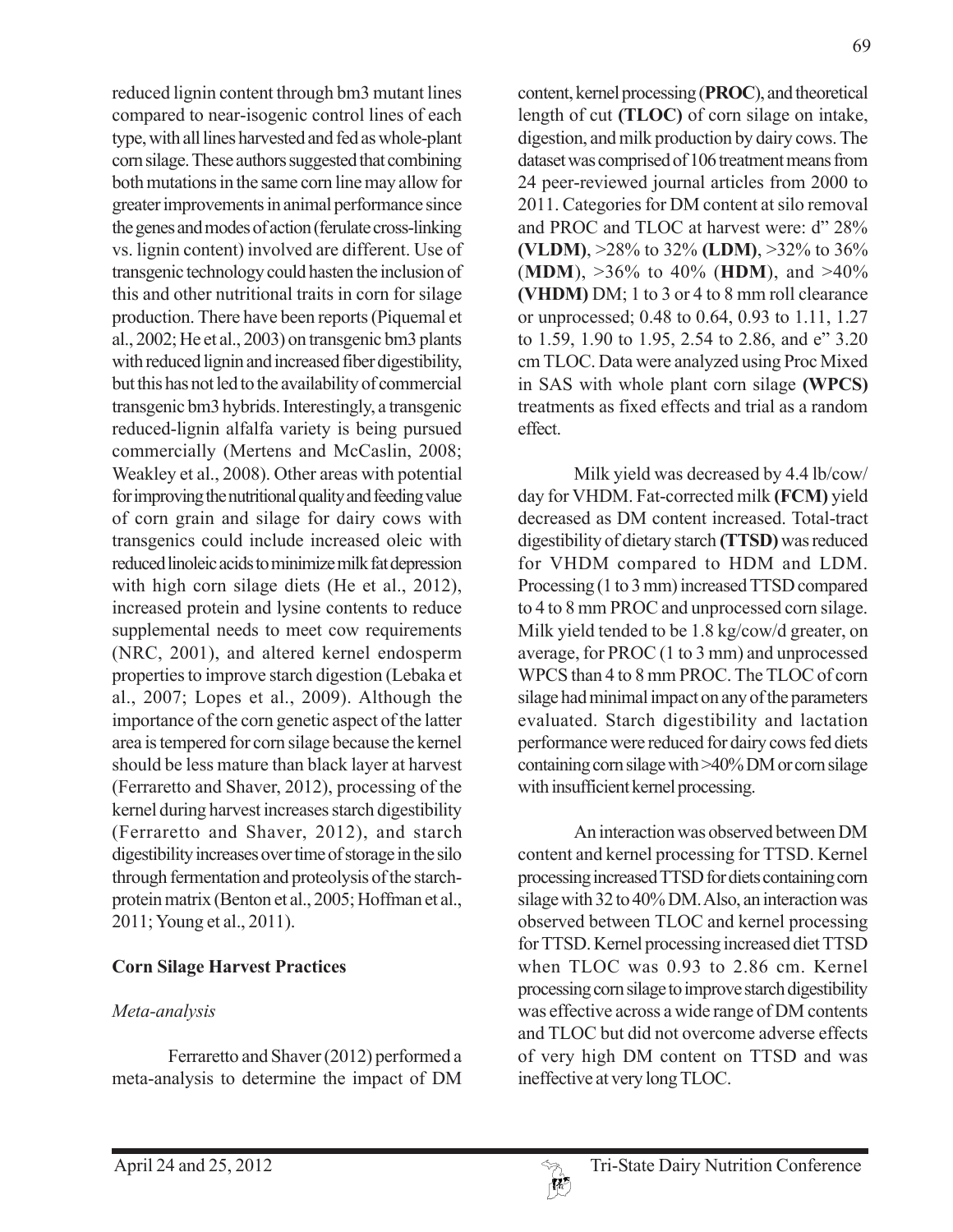reduced lignin content through bm3 mutant lines compared to near-isogenic control lines of each type, with all lines harvested and fed as whole-plant corn silage. These authors suggested that combining both mutations in the same corn line may allow for greater improvements in animal performance since the genes and modes of action (ferulate cross-linking vs. lignin content) involved are different. Use of transgenic technology could hasten the inclusion of this and other nutritional traits in corn for silage production. There have been reports (Piquemal et al., 2002; He et al., 2003) on transgenic bm3 plants with reduced lignin and increased fiber digestibility, but this has not led to the availability of commercial transgenic bm3 hybrids. Interestingly, a transgenic reduced-lignin alfalfa variety is being pursued commercially (Mertens and McCaslin, 2008; Weakley et al., 2008). Other areas with potential for improving the nutritional quality and feeding value of corn grain and silage for dairy cows with transgenics could include increased oleic with reduced linoleic acids to minimize milk fat depression with high corn silage diets (He et al., 2012), increased protein and lysine contents to reduce supplemental needs to meet cow requirements (NRC, 2001), and altered kernel endosperm properties to improve starch digestion (Lebaka et al., 2007; Lopes et al., 2009). Although the importance of the corn genetic aspect of the latter area is tempered for corn silage because the kernel should be less mature than black layer at harvest (Ferraretto and Shaver, 2012), processing of the kernel during harvest increases starch digestibility (Ferraretto and Shaver, 2012), and starch digestibility increases over time of storage in the silo through fermentation and proteolysis of the starch-protein matrix (Benton et al., 2005; Hoffman et al., 2011; Young et al., 2011).

## Corn Silage Harvest Practices

### *Meta-analysis*

Ferraretto and Shaver (2012) performed a meta-analysis to determine the impact of DM content, kernel processing (**PROC**), and theoretical length of cut **(TLOC)** of corn silage on intake, digestion, and milk production by dairy cows. The dataset was comprised of 106 treatment means from 24 peer-reviewed journal articles from 2000 to 2011. Categories for DM content at silo removal and PROC and TLOC at harvest were: d" 28% **(VLDM)**, >28% to 32% **(LDM)**, >32% to 36% (**MDM**), >36% to 40% (**HDM**), and >40% **(VHDM)** DM; 1 to 3 or 4 to 8 mm roll clearance or unprocessed; 0.48 to 0.64, 0.93 to 1.11, 1.27 to 1.59, 1.90 to 1.95, 2.54 to 2.86, and e" 3.20 cm TLOC. Data were analyzed using Proc Mixed in SAS with whole plant corn silage **(WPCS)** treatments as fixed effects and trial as a random effect.

Milk yield was decreased by 4.4 lb/cow/day for VHDM. Fat-corrected milk **(FCM)** yield decreased as DM content increased. Total-tract digestibility of dietary starch **(TTSD)** was reduced for VHDM compared to HDM and LDM. Processing (1 to 3 mm) increased TTSD compared to 4 to 8 mm PROC and unprocessed corn silage. Milk yield tended to be 1.8 kg/cow/d greater, on average, for PROC (1 to 3 mm) and unprocessed WPCS than 4 to 8 mm PROC. The TLOC of corn silage had minimal impact on any of the parameters evaluated. Starch digestibility and lactation performance were reduced for dairy cows fed diets containing corn silage with >40% DM or corn silage with insufficient kernel processing.

An interaction was observed between DM content and kernel processing for TTSD. Kernel processing increased TTSD for diets containing corn silage with 32 to 40% DM. Also, an interaction was observed between TLOC and kernel processing for TTSD. Kernel processing increased diet TTSD when TLOC was 0.93 to 2.86 cm. Kernel processing corn silage to improve starch digestibility was effective across a wide range of DM contents and TLOC but did not overcome adverse effects of very high DM content on TTSD and was ineffective at very long TLOC.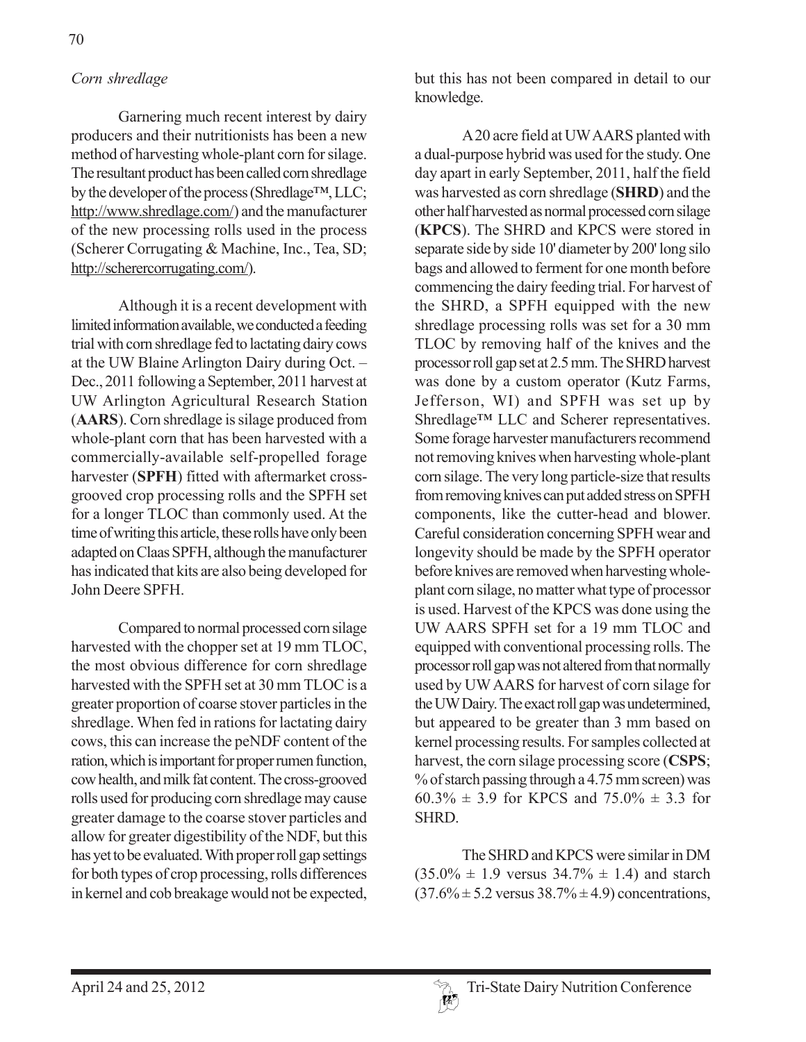*Corn shredlage*

Garnering much recent interest by dairy producers and their nutritionists has been a new method of harvesting whole-plant corn for silage. The resultant product has been called corn shredlage by the developer of the process (Shredlage™, LLC; http://www.shredlage.com/) and the manufacturer of the new processing rolls used in the process (Scherer Corrugating & Machine, Inc., Tea, SD; http://scherercorrugating.com/).

Although it is a recent development with limited information available, we conducted a feeding trial with corn shredlage fed to lactating dairy cows at the UW Blaine Arlington Dairy during Oct. – Dec., 2011 following a September, 2011 harvest at UW Arlington Agricultural Research Station (**AARS**). Corn shredlage is silage produced from whole-plant corn that has been harvested with a commercially-available self-propelled forage harvester (**SPFH**) fitted with aftermarket cross-grooved crop processing rolls and the SPFH set for a longer TLOC than commonly used. At the time of writing this article, these rolls have only been adapted on Claas SPFH, although the manufacturer has indicated that kits are also being developed for John Deere SPFH.

Compared to normal processed corn silage harvested with the chopper set at 19 mm TLOC, the most obvious difference for corn shredlage harvested with the SPFH set at 30 mm TLOC is a greater proportion of coarse stover particles in the shredlage. When fed in rations for lactating dairy cows, this can increase the peNDF content of the ration, which is important for proper rumen function, cow health, and milk fat content. The cross-grooved rolls used for producing corn shredlage may cause greater damage to the coarse stover particles and allow for greater digestibility of the NDF, but this has yet to be evaluated. With proper roll gap settings for both types of crop processing, rolls differences in kernel and cob breakage would not be expected, but this has not been compared in detail to our knowledge.

A 20 acre field at UW AARS planted with a dual-purpose hybrid was used for the study. One day apart in early September, 2011, half the field was harvested as corn shredlage (**SHRD**) and the other half harvested as normal processed corn silage (**KPCS**). The SHRD and KPCS were stored in separate side by side 10' diameter by 200' long silo bags and allowed to ferment for one month before commencing the dairy feeding trial. For harvest of the SHRD, a SPFH equipped with the new shredlage processing rolls was set for a 30 mm TLOC by removing half of the knives and the processor roll gap set at 2.5 mm. The SHRD harvest was done by a custom operator (Kutz Farms, Jefferson, WI) and SPFH was set up by Shredlage™ LLC and Scherer representatives. Some forage harvester manufacturers recommend not removing knives when harvesting whole-plant corn silage. The very long particle-size that results from removing knives can put added stress on SPFH components, like the cutter-head and blower. Careful consideration concerning SPFH wear and longevity should be made by the SPFH operator before knives are removed when harvesting whole-plant corn silage, no matter what type of processor is used. Harvest of the KPCS was done using the UW AARS SPFH set for a 19 mm TLOC and equipped with conventional processing rolls. The processor roll gap was not altered from that normally used by UW AARS for harvest of corn silage for the UW Dairy. The exact roll gap was undetermined, but appeared to be greater than 3 mm based on kernel processing results. For samples collected at harvest, the corn silage processing score (**CSPS**; % of starch passing through a 4.75 mm screen) was 60.3% ± 3.9 for KPCS and 75.0% ± 3.3 for SHRD.

The SHRD and KPCS were similar in DM (35.0% ± 1.9 versus 34.7% ± 1.4) and starch (37.6% ± 5.2 versus 38.7% ± 4.9) concentrations,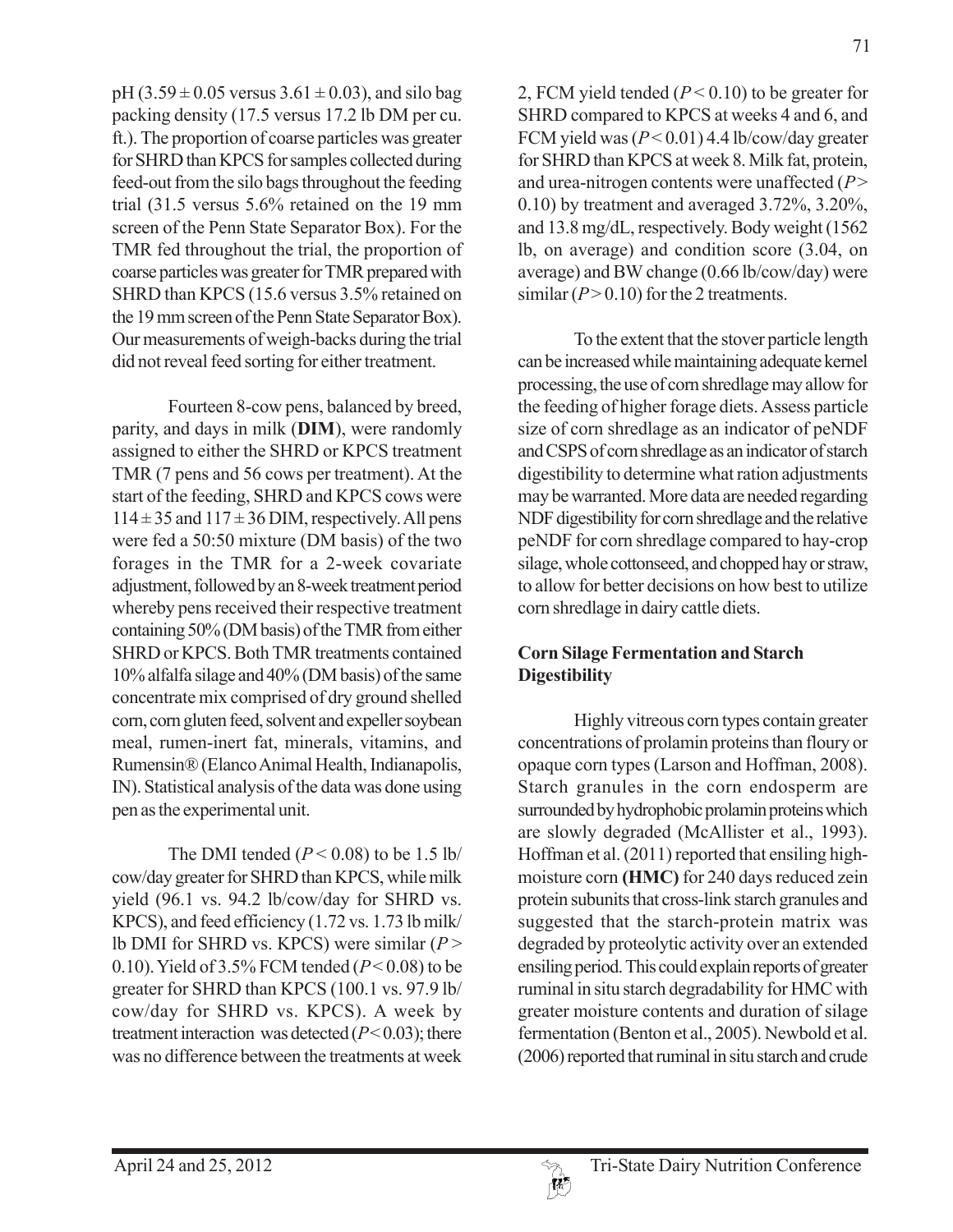pH ($3.59 \pm 0.05$ versus $3.61 \pm 0.03$), and silo bag packing density (17.5 versus 17.2 lb DM per cu. ft.). The proportion of coarse particles was greater for SHRD than KPCS for samples collected during feed-out from the silo bags throughout the feeding trial (31.5 versus 5.6% retained on the 19 mm screen of the Penn State Separator Box). For the TMR fed throughout the trial, the proportion of coarse particles was greater for TMR prepared with SHRD than KPCS (15.6 versus 3.5% retained on the 19 mm screen of the Penn State Separator Box). Our measurements of weigh-backs during the trial did not reveal feed sorting for either treatment.

Fourteen 8-cow pens, balanced by breed, parity, and days in milk (**DIM**), were randomly assigned to either the SHRD or KPCS treatment TMR (7 pens and 56 cows per treatment). At the start of the feeding, SHRD and KPCS cows were $114 \pm 35$ and $117 \pm 36$ DIM, respectively. All pens were fed a 50:50 mixture (DM basis) of the two forages in the TMR for a 2-week covariate adjustment, followed by an 8-week treatment period whereby pens received their respective treatment containing 50% (DM basis) of the TMR from either SHRD or KPCS. Both TMR treatments contained 10% alfalfa silage and 40% (DM basis) of the same concentrate mix comprised of dry ground shelled corn, corn gluten feed, solvent and expeller soybean meal, rumen-inert fat, minerals, vitamins, and Rumensin® (Elanco Animal Health, Indianapolis, IN). Statistical analysis of the data was done using pen as the experimental unit.

The DMI tended ($P < 0.08$) to be 1.5 lb/cow/day greater for SHRD than KPCS, while milk yield (96.1 vs. 94.2 lb/cow/day for SHRD vs. KPCS), and feed efficiency (1.72 vs. 1.73 lb milk/lb DMI for SHRD vs. KPCS) were similar ($P > 0.10$). Yield of 3.5% FCM tended ($P < 0.08$) to be greater for SHRD than KPCS (100.1 vs. 97.9 lb/cow/day for SHRD vs. KPCS). A week by treatment interaction was detected ($P < 0.03$); there was no difference between the treatments at week 2, FCM yield tended ($P < 0.10$) to be greater for SHRD compared to KPCS at weeks 4 and 6, and FCM yield was ($P < 0.01$) 4.4 lb/cow/day greater for SHRD than KPCS at week 8. Milk fat, protein, and urea-nitrogen contents were unaffected ($P > 0.10$) by treatment and averaged 3.72%, 3.20%, and 13.8 mg/dL, respectively. Body weight (1562 lb, on average) and condition score (3.04, on average) and BW change (0.66 lb/cow/day) were similar ($P > 0.10$) for the 2 treatments.

To the extent that the stover particle length can be increased while maintaining adequate kernel processing, the use of corn shredlage may allow for the feeding of higher forage diets. Assess particle size of corn shredlage as an indicator of peNDF and CSPS of corn shredlage as an indicator of starch digestibility to determine what ration adjustments may be warranted. More data are needed regarding NDF digestibility for corn shredlage and the relative peNDF for corn shredlage compared to hay-crop silage, whole cottonseed, and chopped hay or straw, to allow for better decisions on how best to utilize corn shredlage in dairy cattle diets.

### Corn Silage Fermentation and Starch Digestibility

Highly vitreous corn types contain greater concentrations of prolamin proteins than floury or opaque corn types (Larson and Hoffman, 2008). Starch granules in the corn endosperm are surrounded by hydrophobic prolamin proteins which are slowly degraded (McAllister et al., 1993). Hoffman et al. (2011) reported that ensiling high-moisture corn **(HMC)** for 240 days reduced zein protein subunits that cross-link starch granules and suggested that the starch-protein matrix was degraded by proteolytic activity over an extended ensiling period. This could explain reports of greater ruminal in situ starch degradability for HMC with greater moisture contents and duration of silage fermentation (Benton et al., 2005). Newbold et al. (2006) reported that ruminal in situ starch and crude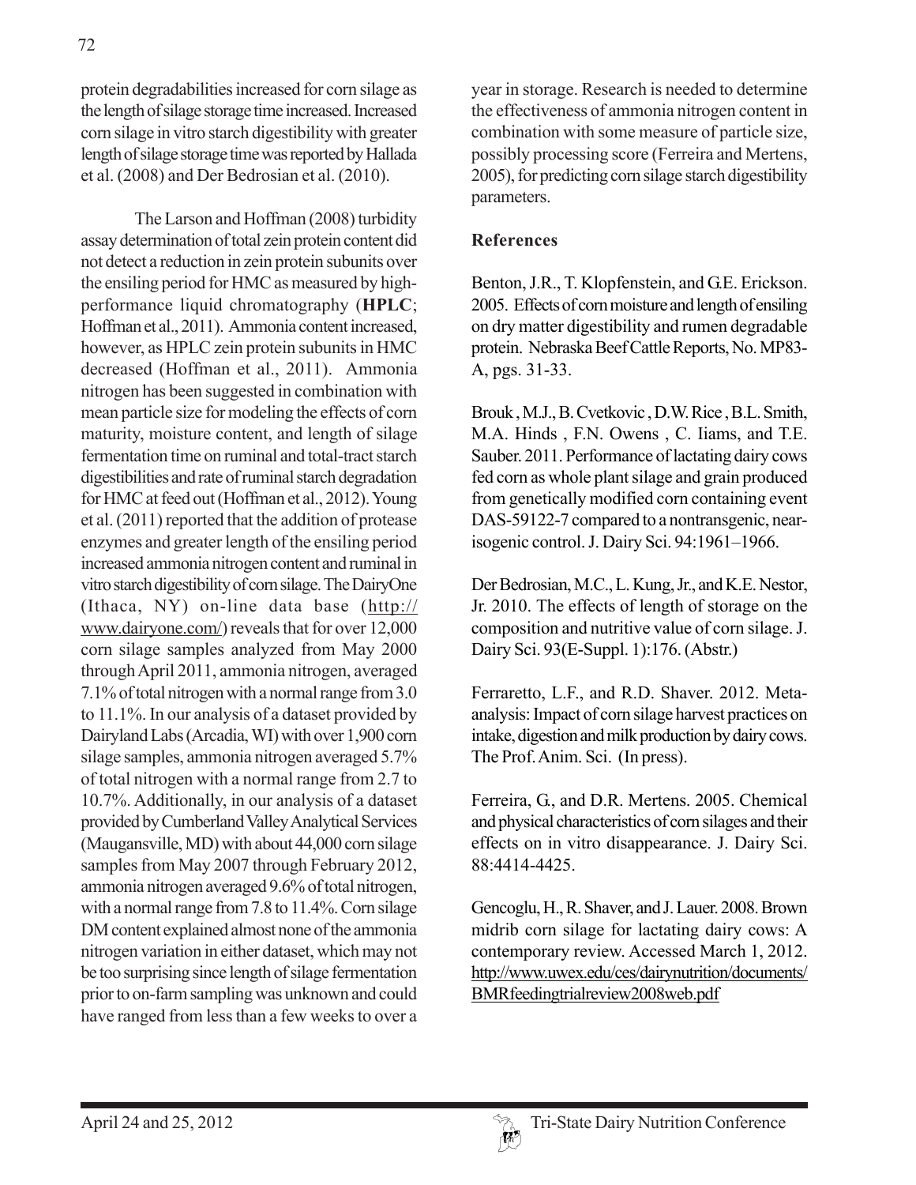protein degradabilities increased for corn silage as the length of silage storage time increased. Increased corn silage in vitro starch digestibility with greater length of silage storage time was reported by Hallada et al. (2008) and Der Bedrosian et al. (2010).

The Larson and Hoffman (2008) turbidity assay determination of total zein protein content did not detect a reduction in zein protein subunits over the ensiling period for HMC as measured by high-performance liquid chromatography (**HPLC**; Hoffman et al., 2011). Ammonia content increased, however, as HPLC zein protein subunits in HMC decreased (Hoffman et al., 2011). Ammonia nitrogen has been suggested in combination with mean particle size for modeling the effects of corn maturity, moisture content, and length of silage fermentation time on ruminal and total-tract starch digestibilities and rate of ruminal starch degradation for HMC at feed out (Hoffman et al., 2012). Young et al. (2011) reported that the addition of protease enzymes and greater length of the ensiling period increased ammonia nitrogen content and ruminal in vitro starch digestibility of corn silage. The DairyOne (Ithaca, NY) on-line data base (http://www.dairyone.com/) reveals that for over 12,000 corn silage samples analyzed from May 2000 through April 2011, ammonia nitrogen, averaged 7.1% of total nitrogen with a normal range from 3.0 to 11.1%. In our analysis of a dataset provided by Dairyland Labs (Arcadia, WI) with over 1,900 corn silage samples, ammonia nitrogen averaged 5.7% of total nitrogen with a normal range from 2.7 to 10.7%. Additionally, in our analysis of a dataset provided by Cumberland Valley Analytical Services (Maugansville, MD) with about 44,000 corn silage samples from May 2007 through February 2012, ammonia nitrogen averaged 9.6% of total nitrogen, with a normal range from 7.8 to 11.4%. Corn silage DM content explained almost none of the ammonia nitrogen variation in either dataset, which may not be too surprising since length of silage fermentation prior to on-farm sampling was unknown and could have ranged from less than a few weeks to over a year in storage. Research is needed to determine the effectiveness of ammonia nitrogen content in combination with some measure of particle size, possibly processing score (Ferreira and Mertens, 2005), for predicting corn silage starch digestibility parameters.

## References

Benton, J.R., T. Klopfenstein, and G.E. Erickson. 2005. Effects of corn moisture and length of ensiling on dry matter digestibility and rumen degradable protein. Nebraska Beef Cattle Reports, No. MP83-A, pgs. 31-33.

Brouk, M.J., B. Cvetkovic, D.W. Rice, B.L. Smith, M.A. Hinds, F.N. Owens, C. Iiams, and T.E. Sauber. 2011. Performance of lactating dairy cows fed corn as whole plant silage and grain produced from genetically modified corn containing event DAS-59122-7 compared to a nontransgenic, near-isogenic control. J. Dairy Sci. 94:1961–1966.

Der Bedrosian, M.C., L. Kung, Jr., and K.E. Nestor, Jr. 2010. The effects of length of storage on the composition and nutritive value of corn silage. J. Dairy Sci. 93(E-Suppl. 1):176. (Abstr.)

Ferraretto, L.F., and R.D. Shaver. 2012. Meta-analysis: Impact of corn silage harvest practices on intake, digestion and milk production by dairy cows. The Prof. Anim. Sci. (In press).

Ferreira, G., and D.R. Mertens. 2005. Chemical and physical characteristics of corn silages and their effects on in vitro disappearance. J. Dairy Sci. 88:4414-4425.

Gencoglu, H., R. Shaver, and J. Lauer. 2008. Brown midrib corn silage for lactating dairy cows: A contemporary review. Accessed March 1, 2012. http://www.uwex.edu/ces/dairynutrition/documents/BMRfeedingtrialreview2008web.pdf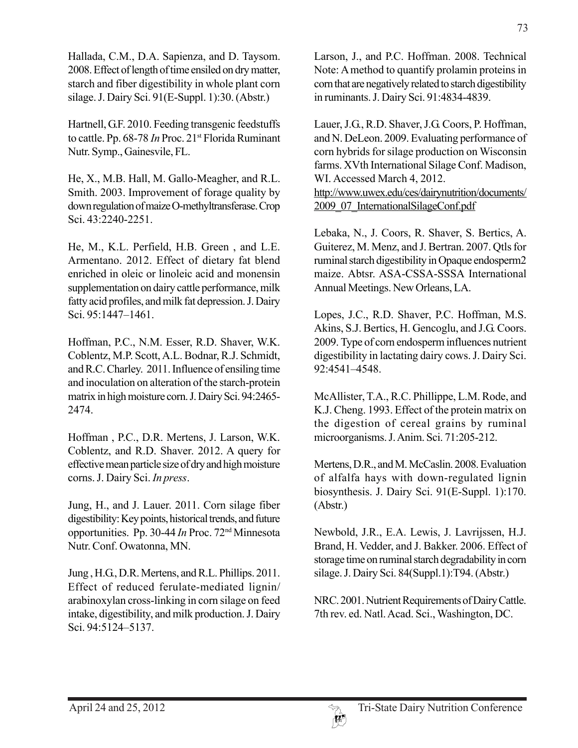Hallada, C.M., D.A. Sapienza, and D. Taysom. 2008. Effect of length of time ensiled on dry matter, starch and fiber digestibility in whole plant corn silage. J. Dairy Sci. 91(E-Suppl. 1):30. (Abstr.)

Hartnell, G.F. 2010. Feeding transgenic feedstuffs to cattle. Pp. 68-78 *In* Proc. 21st Florida Ruminant Nutr. Symp., Gainesvile, FL.

He, X., M.B. Hall, M. Gallo-Meagher, and R.L. Smith. 2003. Improvement of forage quality by down regulation of maize O-methyltransferase. Crop Sci. 43:2240-2251.

He, M., K.L. Perfield, H.B. Green , and L.E. Armentano. 2012. Effect of dietary fat blend enriched in oleic or linoleic acid and monensin supplementation on dairy cattle performance, milk fatty acid profiles, and milk fat depression. J. Dairy Sci. 95:1447–1461.

Hoffman, P.C., N.M. Esser, R.D. Shaver, W.K. Coblentz, M.P. Scott, A.L. Bodnar, R.J. Schmidt, and R.C. Charley. 2011. Influence of ensiling time and inoculation on alteration of the starch-protein matrix in high moisture corn. J. Dairy Sci. 94:2465-2474.

Hoffman , P.C., D.R. Mertens, J. Larson, W.K. Coblentz, and R.D. Shaver. 2012. A query for effective mean particle size of dry and high moisture corns. J. Dairy Sci. *In press*.

Jung, H., and J. Lauer. 2011. Corn silage fiber digestibility: Key points, historical trends, and future opportunities. Pp. 30-44 *In* Proc. 72nd Minnesota Nutr. Conf. Owatonna, MN.

Jung , H.G., D.R. Mertens, and R.L. Phillips. 2011. Effect of reduced ferulate-mediated lignin/arabinoxylan cross-linking in corn silage on feed intake, digestibility, and milk production. J. Dairy Sci. 94:5124–5137.

Larson, J., and P.C. Hoffman. 2008. Technical Note: A method to quantify prolamin proteins in corn that are negatively related to starch digestibility in ruminants. J. Dairy Sci. 91:4834-4839.

Lauer, J.G., R.D. Shaver, J.G. Coors, P. Hoffman, and N. DeLeon. 2009. Evaluating performance of corn hybrids for silage production on Wisconsin farms. XVth International Silage Conf. Madison, WI. Accessed March 4, 2012. http://www.uwex.edu/ces/dairynutrition/documents/2009_07_InternationalSilageConf.pdf

Lebaka, N., J. Coors, R. Shaver, S. Bertics, A. Guiterez, M. Menz, and J. Bertran. 2007. Qtls for ruminal starch digestibility in Opaque endosperm2 maize. Abtsr. ASA-CSSA-SSSA International Annual Meetings. New Orleans, LA.

Lopes, J.C., R.D. Shaver, P.C. Hoffman, M.S. Akins, S.J. Bertics, H. Gencoglu, and J.G. Coors. 2009. Type of corn endosperm influences nutrient digestibility in lactating dairy cows. J. Dairy Sci. 92:4541–4548.

McAllister, T.A., R.C. Phillippe, L.M. Rode, and K.J. Cheng. 1993. Effect of the protein matrix on the digestion of cereal grains by ruminal microorganisms. J. Anim. Sci. 71:205-212.

Mertens, D.R., and M. McCaslin. 2008. Evaluation of alfalfa hays with down-regulated lignin biosynthesis. J. Dairy Sci. 91(E-Suppl. 1):170. (Abstr.)

Newbold, J.R., E.A. Lewis, J. Lavrijssen, H.J. Brand, H. Vedder, and J. Bakker. 2006. Effect of storage time on ruminal starch degradability in corn silage. J. Dairy Sci. 84(Suppl.1):T94. (Abstr.)

NRC. 2001. Nutrient Requirements of Dairy Cattle. 7th rev. ed. Natl. Acad. Sci., Washington, DC.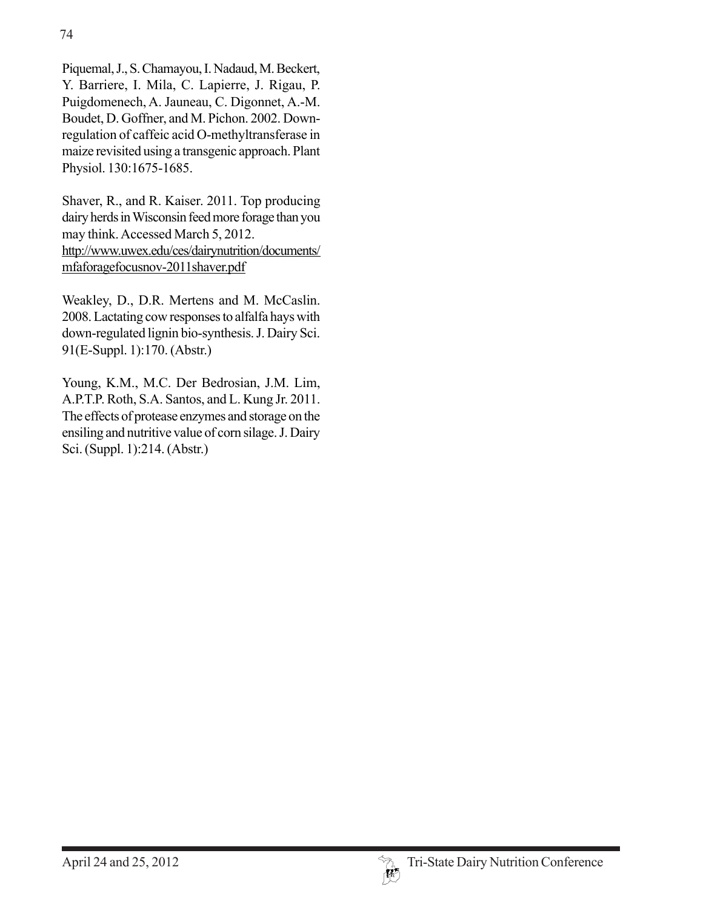Piquemal, J., S. Chamayou, I. Nadaud, M. Beckert, Y. Barriere, I. Mila, C. Lapierre, J. Rigau, P. Puigdomenech, A. Jauneau, C. Digonnet, A.-M. Boudet, D. Goffner, and M. Pichon. 2002. Down-regulation of caffeic acid O-methyltransferase in maize revisited using a transgenic approach. Plant Physiol. 130:1675-1685.

Shaver, R., and R. Kaiser. 2011. Top producing dairy herds in Wisconsin feed more forage than you may think. Accessed March 5, 2012. http://www.uwex.edu/ces/dairynutrition/documents/mfaforagefocusnov-2011shaver.pdf

Weakley, D., D.R. Mertens and M. McCaslin. 2008. Lactating cow responses to alfalfa hays with down-regulated lignin bio-synthesis. J. Dairy Sci. 91(E-Suppl. 1):170. (Abstr.)

Young, K.M., M.C. Der Bedrosian, J.M. Lim, A.P.T.P. Roth, S.A. Santos, and L. Kung Jr. 2011. The effects of protease enzymes and storage on the ensiling and nutritive value of corn silage. J. Dairy Sci. (Suppl. 1):214. (Abstr.)